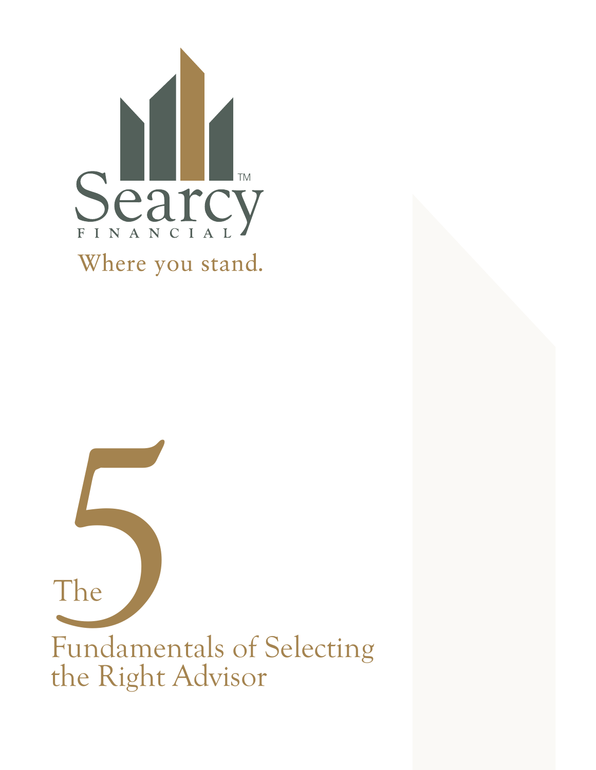Searcy™

FINANCIAL

Where you stand.

# The 5 Fundamentals of Selecting the Right Advisor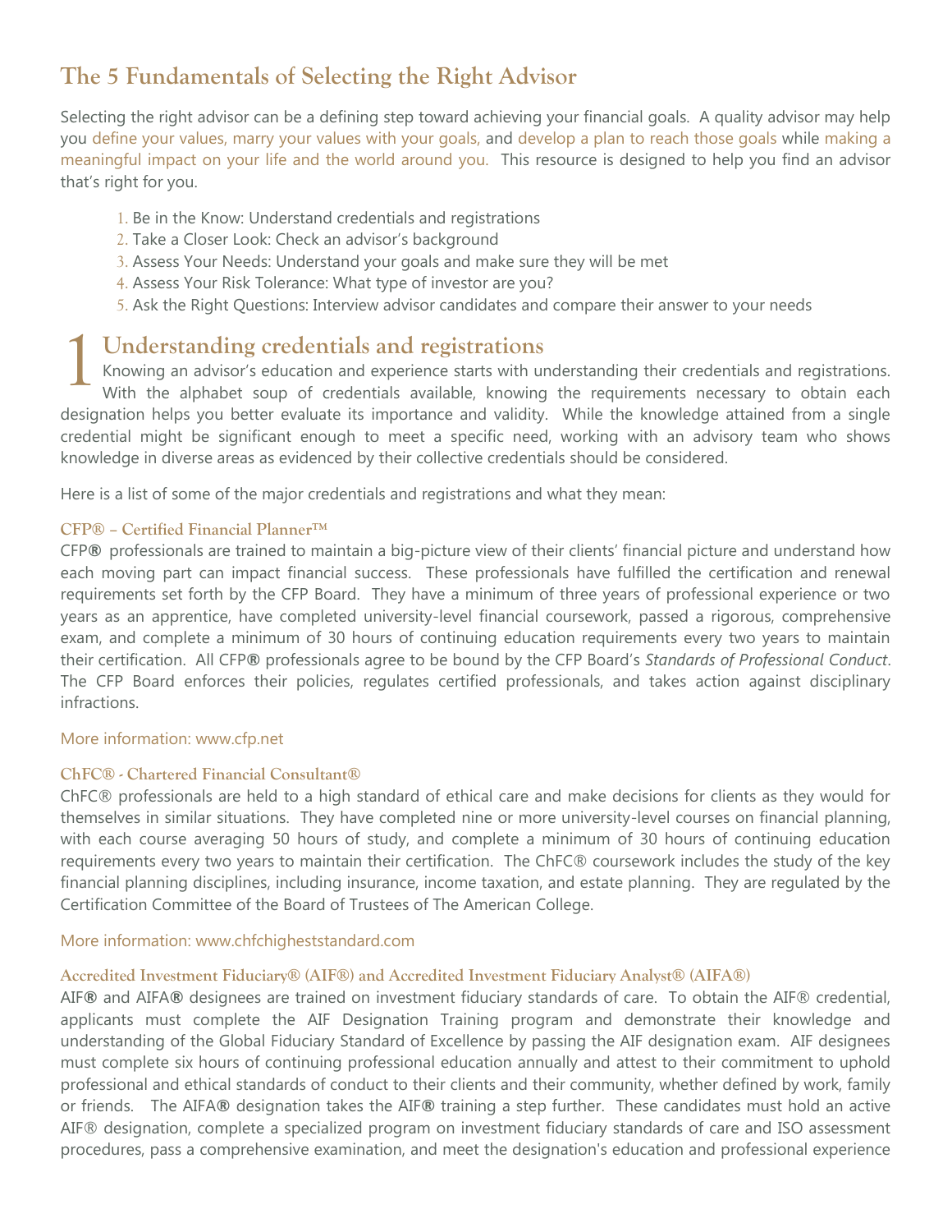## The 5 Fundamentals of Selecting the Right Advisor

Selecting the right advisor can be a defining step toward achieving your financial goals. A quality advisor may help you define your values, marry your values with your goals, and develop a plan to reach those goals while making a meaningful impact on your life and the world around you. This resource is designed to help you find an advisor that's right for you.

1. Be in the Know: Understand credentials and registrations
2. Take a Closer Look: Check an advisor's background
3. Assess Your Needs: Understand your goals and make sure they will be met
4. Assess Your Risk Tolerance: What type of investor are you?
5. Ask the Right Questions: Interview advisor candidates and compare their answer to your needs

### 1 Understanding credentials and registrations

Knowing an advisor's education and experience starts with understanding their credentials and registrations. With the alphabet soup of credentials available, knowing the requirements necessary to obtain each designation helps you better evaluate its importance and validity. While the knowledge attained from a single credential might be significant enough to meet a specific need, working with an advisory team who shows knowledge in diverse areas as evidenced by their collective credentials should be considered.

Here is a list of some of the major credentials and registrations and what they mean:

#### CFP® – Certified Financial Planner™

CFP**®** professionals are trained to maintain a big-picture view of their clients' financial picture and understand how each moving part can impact financial success. These professionals have fulfilled the certification and renewal requirements set forth by the CFP Board. They have a minimum of three years of professional experience or two years as an apprentice, have completed university-level financial coursework, passed a rigorous, comprehensive exam, and complete a minimum of 30 hours of continuing education requirements every two years to maintain their certification. All CFP**®** professionals agree to be bound by the CFP Board's *Standards of Professional Conduct*. The CFP Board enforces their policies, regulates certified professionals, and takes action against disciplinary infractions.

More information: www.cfp.net

#### ChFC® - Chartered Financial Consultant®

ChFC® professionals are held to a high standard of ethical care and make decisions for clients as they would for themselves in similar situations. They have completed nine or more university-level courses on financial planning, with each course averaging 50 hours of study, and complete a minimum of 30 hours of continuing education requirements every two years to maintain their certification. The ChFC® coursework includes the study of the key financial planning disciplines, including insurance, income taxation, and estate planning. They are regulated by the Certification Committee of the Board of Trustees of The American College.

More information: www.chfchigheststandard.com

#### Accredited Investment Fiduciary® (AIF®) and Accredited Investment Fiduciary Analyst® (AIFA®)

AIF**®** and AIFA**®** designees are trained on investment fiduciary standards of care. To obtain the AIF® credential, applicants must complete the AIF Designation Training program and demonstrate their knowledge and understanding of the Global Fiduciary Standard of Excellence by passing the AIF designation exam. AIF designees must complete six hours of continuing professional education annually and attest to their commitment to uphold professional and ethical standards of conduct to their clients and their community, whether defined by work, family or friends. The AIFA**®** designation takes the AIF**®** training a step further. These candidates must hold an active AIF® designation, complete a specialized program on investment fiduciary standards of care and ISO assessment procedures, pass a comprehensive examination, and meet the designation's education and professional experience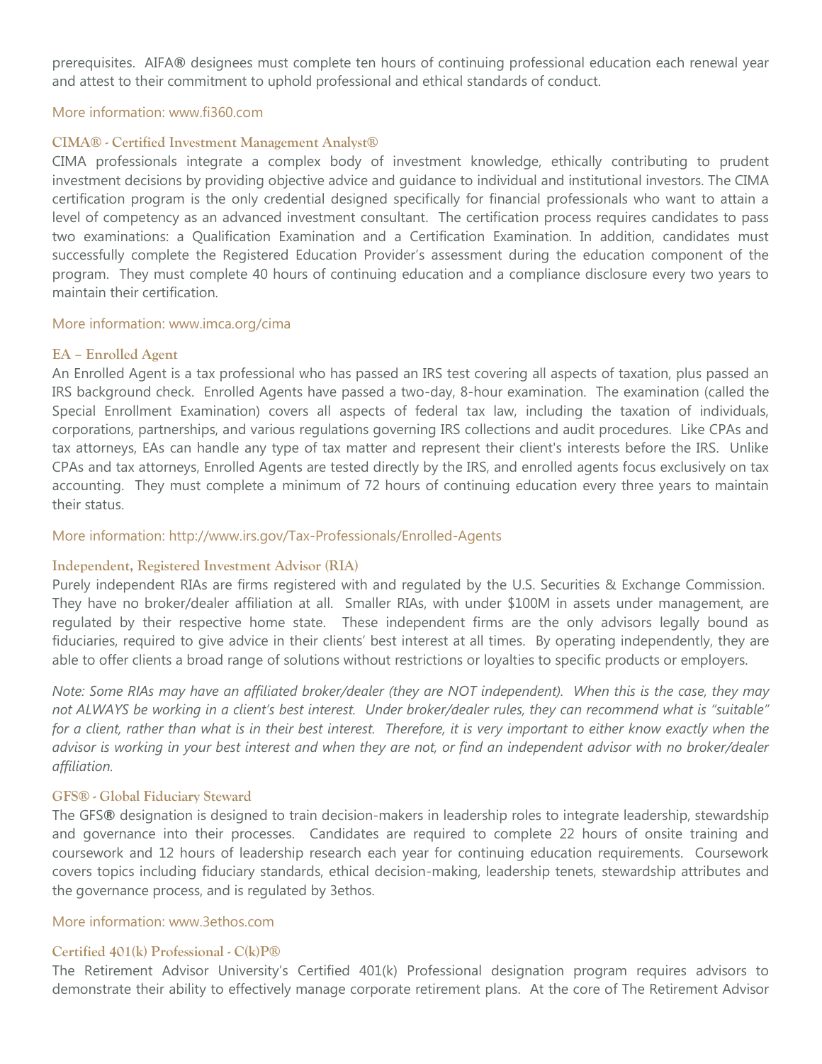prerequisites. AIFA® designees must complete ten hours of continuing professional education each renewal year and attest to their commitment to uphold professional and ethical standards of conduct.

More information: www.fi360.com

### CIMA® - Certified Investment Management Analyst®

CIMA professionals integrate a complex body of investment knowledge, ethically contributing to prudent investment decisions by providing objective advice and guidance to individual and institutional investors. The CIMA certification program is the only credential designed specifically for financial professionals who want to attain a level of competency as an advanced investment consultant. The certification process requires candidates to pass two examinations: a Qualification Examination and a Certification Examination. In addition, candidates must successfully complete the Registered Education Provider's assessment during the education component of the program. They must complete 40 hours of continuing education and a compliance disclosure every two years to maintain their certification.

More information: www.imca.org/cima

### EA – Enrolled Agent

An Enrolled Agent is a tax professional who has passed an IRS test covering all aspects of taxation, plus passed an IRS background check. Enrolled Agents have passed a two-day, 8-hour examination. The examination (called the Special Enrollment Examination) covers all aspects of federal tax law, including the taxation of individuals, corporations, partnerships, and various regulations governing IRS collections and audit procedures. Like CPAs and tax attorneys, EAs can handle any type of tax matter and represent their client's interests before the IRS. Unlike CPAs and tax attorneys, Enrolled Agents are tested directly by the IRS, and enrolled agents focus exclusively on tax accounting. They must complete a minimum of 72 hours of continuing education every three years to maintain their status.

More information: http://www.irs.gov/Tax-Professionals/Enrolled-Agents

### Independent, Registered Investment Advisor (RIA)

Purely independent RIAs are firms registered with and regulated by the U.S. Securities & Exchange Commission. They have no broker/dealer affiliation at all. Smaller RIAs, with under $100M in assets under management, are regulated by their respective home state. These independent firms are the only advisors legally bound as fiduciaries, required to give advice in their clients' best interest at all times. By operating independently, they are able to offer clients a broad range of solutions without restrictions or loyalties to specific products or employers.

*Note: Some RIAs may have an affiliated broker/dealer (they are NOT independent). When this is the case, they may not ALWAYS be working in a client's best interest. Under broker/dealer rules, they can recommend what is "suitable" for a client, rather than what is in their best interest. Therefore, it is very important to either know exactly when the advisor is working in your best interest and when they are not, or find an independent advisor with no broker/dealer affiliation.*

### GFS® - Global Fiduciary Steward

The GFS® designation is designed to train decision-makers in leadership roles to integrate leadership, stewardship and governance into their processes. Candidates are required to complete 22 hours of onsite training and coursework and 12 hours of leadership research each year for continuing education requirements. Coursework covers topics including fiduciary standards, ethical decision-making, leadership tenets, stewardship attributes and the governance process, and is regulated by 3ethos.

More information: www.3ethos.com

### Certified 401(k) Professional - C(k)P®

The Retirement Advisor University's Certified 401(k) Professional designation program requires advisors to demonstrate their ability to effectively manage corporate retirement plans. At the core of The Retirement Advisor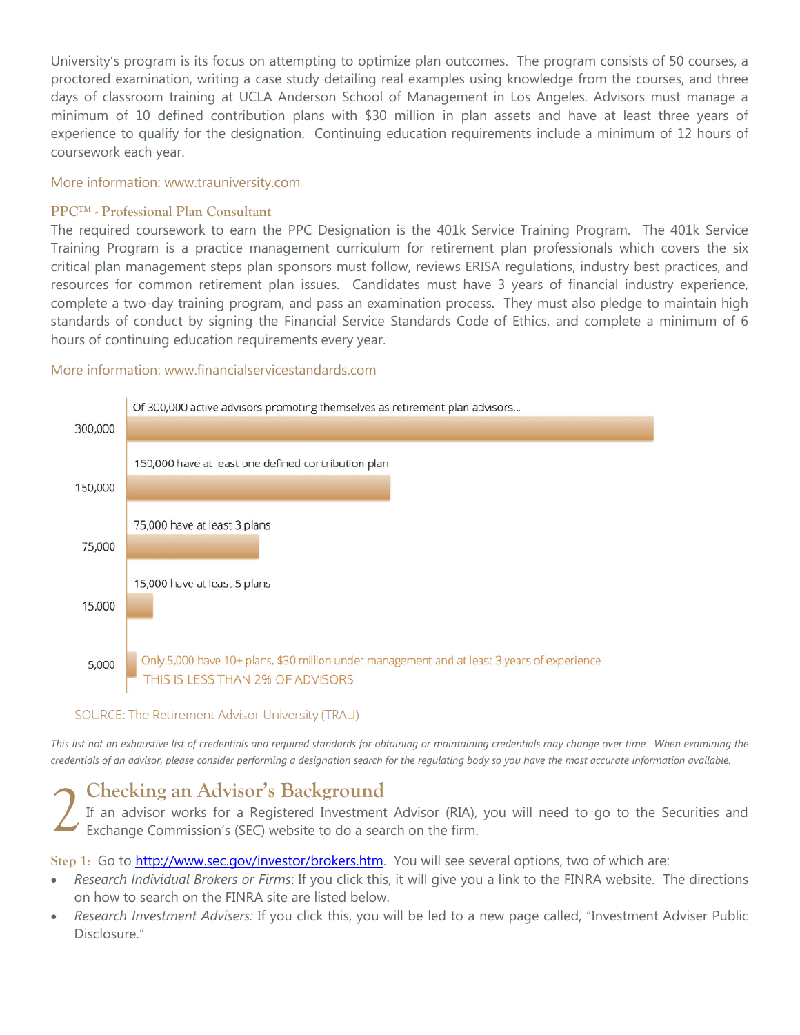University's program is its focus on attempting to optimize plan outcomes. The program consists of 50 courses, a proctored examination, writing a case study detailing real examples using knowledge from the courses, and three days of classroom training at UCLA Anderson School of Management in Los Angeles. Advisors must manage a minimum of 10 defined contribution plans with $30 million in plan assets and have at least three years of experience to qualify for the designation. Continuing education requirements include a minimum of 12 hours of coursework each year.

More information: www.trauniversity.com

### PPC™ - Professional Plan Consultant

The required coursework to earn the PPC Designation is the 401k Service Training Program. The 401k Service Training Program is a practice management curriculum for retirement plan professionals which covers the six critical plan management steps plan sponsors must follow, reviews ERISA regulations, industry best practices, and resources for common retirement plan issues. Candidates must have 3 years of financial industry experience, complete a two-day training program, and pass an examination process. They must also pledge to maintain high standards of conduct by signing the Financial Service Standards Code of Ethics, and complete a minimum of 6 hours of continuing education requirements every year.

More information: www.financialservicestandards.com

| | |
|---|---|
| 300,000 | Of 300,000 active advisors promoting themselves as retirement plan advisors... |
| 150,000 | 150,000 have at least one defined contribution plan |
| 75,000 | 75,000 have at least 3 plans |
| 15,000 | 15,000 have at least 5 plans |
| 5,000 | Only 5,000 have 10+ plans, $30 million under management and at least 3 years of experience THIS IS LESS THAN 2% OF ADVISORS |

SOURCE: The Retirement Advisor University (TRAU)

*This list not an exhaustive list of credentials and required standards for obtaining or maintaining credentials may change over time. When examining the credentials of an advisor, please consider performing a designation search for the regulating body so you have the most accurate information available.*

## 2 Checking an Advisor's Background

If an advisor works for a Registered Investment Advisor (RIA), you will need to go to the Securities and Exchange Commission's (SEC) website to do a search on the firm.

**Step 1:** Go to http://www.sec.gov/investor/brokers.htm. You will see several options, two of which are:

- *Research Individual Brokers or Firms*: If you click this, it will give you a link to the FINRA website. The directions on how to search on the FINRA site are listed below.
- *Research Investment Advisers:* If you click this, you will be led to a new page called, "Investment Adviser Public Disclosure."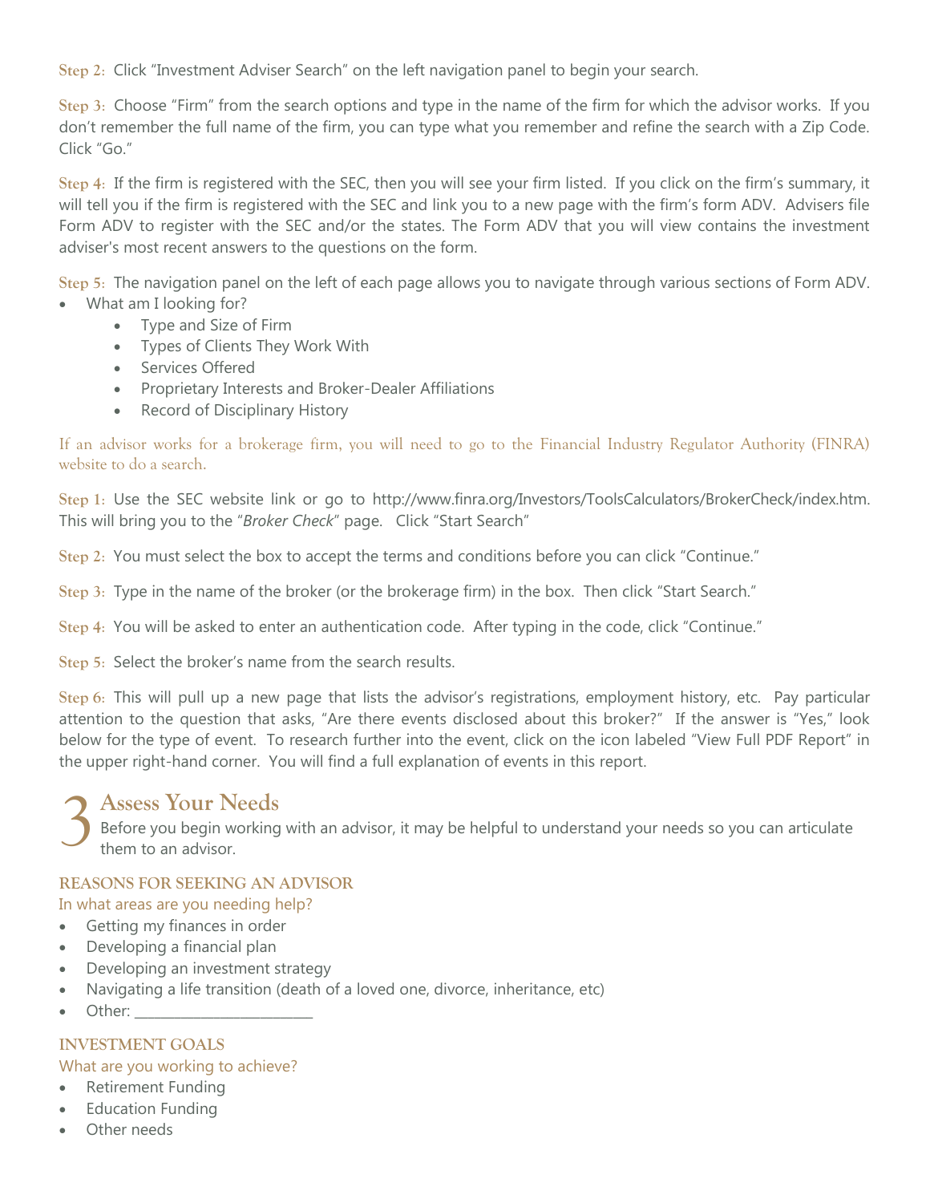**Step 2:** Click "Investment Adviser Search" on the left navigation panel to begin your search.

**Step 3:** Choose "Firm" from the search options and type in the name of the firm for which the advisor works. If you don't remember the full name of the firm, you can type what you remember and refine the search with a Zip Code. Click "Go."

**Step 4:** If the firm is registered with the SEC, then you will see your firm listed. If you click on the firm's summary, it will tell you if the firm is registered with the SEC and link you to a new page with the firm's form ADV. Advisers file Form ADV to register with the SEC and/or the states. The Form ADV that you will view contains the investment adviser's most recent answers to the questions on the form.

**Step 5:** The navigation panel on the left of each page allows you to navigate through various sections of Form ADV.

- What am I looking for?
    - Type and Size of Firm
    - Types of Clients They Work With
    - Services Offered
    - Proprietary Interests and Broker-Dealer Affiliations
    - Record of Disciplinary History

If an advisor works for a brokerage firm, you will need to go to the Financial Industry Regulator Authority (FINRA) website to do a search.

**Step 1:** Use the SEC website link or go to http://www.finra.org/Investors/ToolsCalculators/BrokerCheck/index.htm. This will bring you to the "*Broker Check*" page. Click "Start Search"

**Step 2:** You must select the box to accept the terms and conditions before you can click "Continue."

**Step 3:** Type in the name of the broker (or the brokerage firm) in the box. Then click "Start Search."

**Step 4:** You will be asked to enter an authentication code. After typing in the code, click "Continue."

**Step 5:** Select the broker's name from the search results.

**Step 6:** This will pull up a new page that lists the advisor's registrations, employment history, etc. Pay particular attention to the question that asks, "Are there events disclosed about this broker?" If the answer is "Yes," look below for the type of event. To research further into the event, click on the icon labeled "View Full PDF Report" in the upper right-hand corner. You will find a full explanation of events in this report.

## 3 Assess Your Needs

Before you begin working with an advisor, it may be helpful to understand your needs so you can articulate them to an advisor.

### REASONS FOR SEEKING AN ADVISOR

In what areas are you needing help?

- Getting my finances in order
- Developing a financial plan
- Developing an investment strategy
- Navigating a life transition (death of a loved one, divorce, inheritance, etc)
- Other: ______________________

### INVESTMENT GOALS

What are you working to achieve?

- Retirement Funding
- Education Funding
- Other needs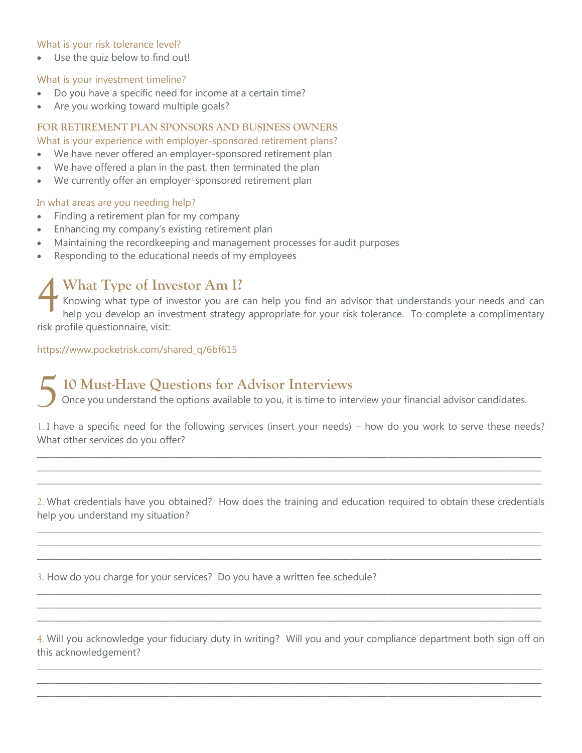What is your risk tolerance level?

- Use the quiz below to find out!

What is your investment timeline?

- Do you have a specific need for income at a certain time?
- Are you working toward multiple goals?

**FOR RETIREMENT PLAN SPONSORS AND BUSINESS OWNERS**

What is your experience with employer-sponsored retirement plans?

- We have never offered an employer-sponsored retirement plan
- We have offered a plan in the past, then terminated the plan
- We currently offer an employer-sponsored retirement plan

In what areas are you needing help?

- Finding a retirement plan for my company
- Enhancing my company's existing retirement plan
- Maintaining the recordkeeping and management processes for audit purposes
- Responding to the educational needs of my employees

## 4 What Type of Investor Am I?

Knowing what type of investor you are can help you find an advisor that understands your needs and can help you develop an investment strategy appropriate for your risk tolerance. To complete a complimentary risk profile questionnaire, visit:

https://www.pocketrisk.com/shared_q/6bf615

## 5 10 Must-Have Questions for Advisor Interviews

Once you understand the options available to you, it is time to interview your financial advisor candidates.

1. I have a specific need for the following services (insert your needs) – how do you work to serve these needs? What other services do you offer?

___________________________________________________________________________

___________________________________________________________________________

___________________________________________________________________________

2. What credentials have you obtained? How does the training and education required to obtain these credentials help you understand my situation?

___________________________________________________________________________

___________________________________________________________________________

___________________________________________________________________________

3. How do you charge for your services? Do you have a written fee schedule?

___________________________________________________________________________

___________________________________________________________________________

___________________________________________________________________________

4. Will you acknowledge your fiduciary duty in writing? Will you and your compliance department both sign off on this acknowledgement?

___________________________________________________________________________

___________________________________________________________________________

___________________________________________________________________________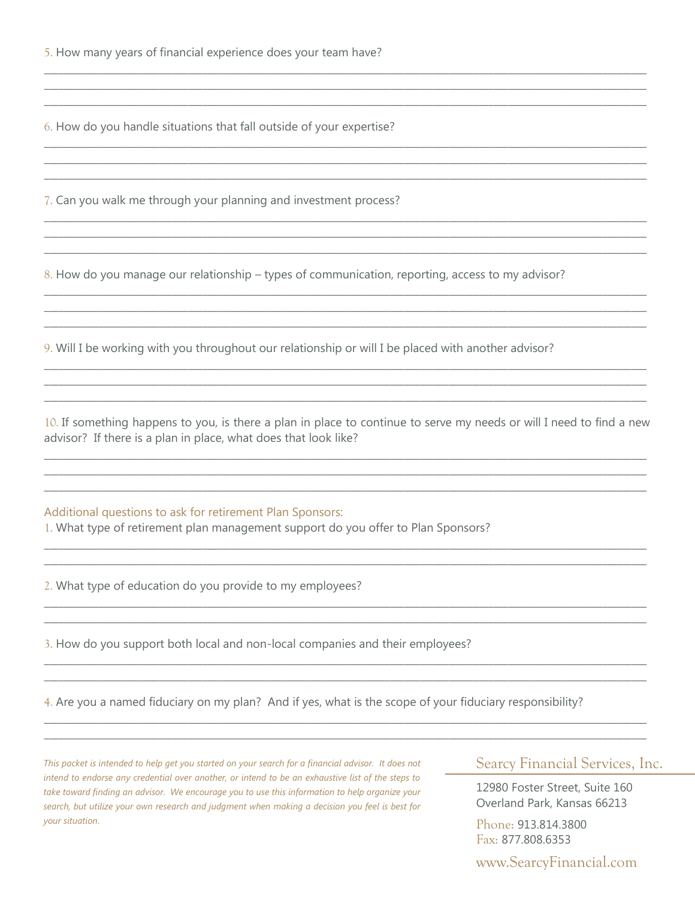5. How many years of financial experience does your team have?

6. How do you handle situations that fall outside of your expertise?

7. Can you walk me through your planning and investment process?

8. How do you manage our relationship – types of communication, reporting, access to my advisor?

9. Will I be working with you throughout our relationship or will I be placed with another advisor?

10. If something happens to you, is there a plan in place to continue to serve my needs or will I need to find a new advisor? If there is a plan in place, what does that look like?

Additional questions to ask for retirement Plan Sponsors:

1. What type of retirement plan management support do you offer to Plan Sponsors?

2. What type of education do you provide to my employees?

3. How do you support both local and non-local companies and their employees?

4. Are you a named fiduciary on my plan? And if yes, what is the scope of your fiduciary responsibility?

*This packet is intended to help get you started on your search for a financial advisor. It does not intend to endorse any credential over another, or intend to be an exhaustive list of the steps to take toward finding an advisor. We encourage you to use this information to help organize your search, but utilize your own research and judgment when making a decision you feel is best for your situation.*

Searcy Financial Services, Inc.

12980 Foster Street, Suite 160
Overland Park, Kansas 66213

Phone: 913.814.3800
Fax: 877.808.6353

www.SearcyFinancial.com